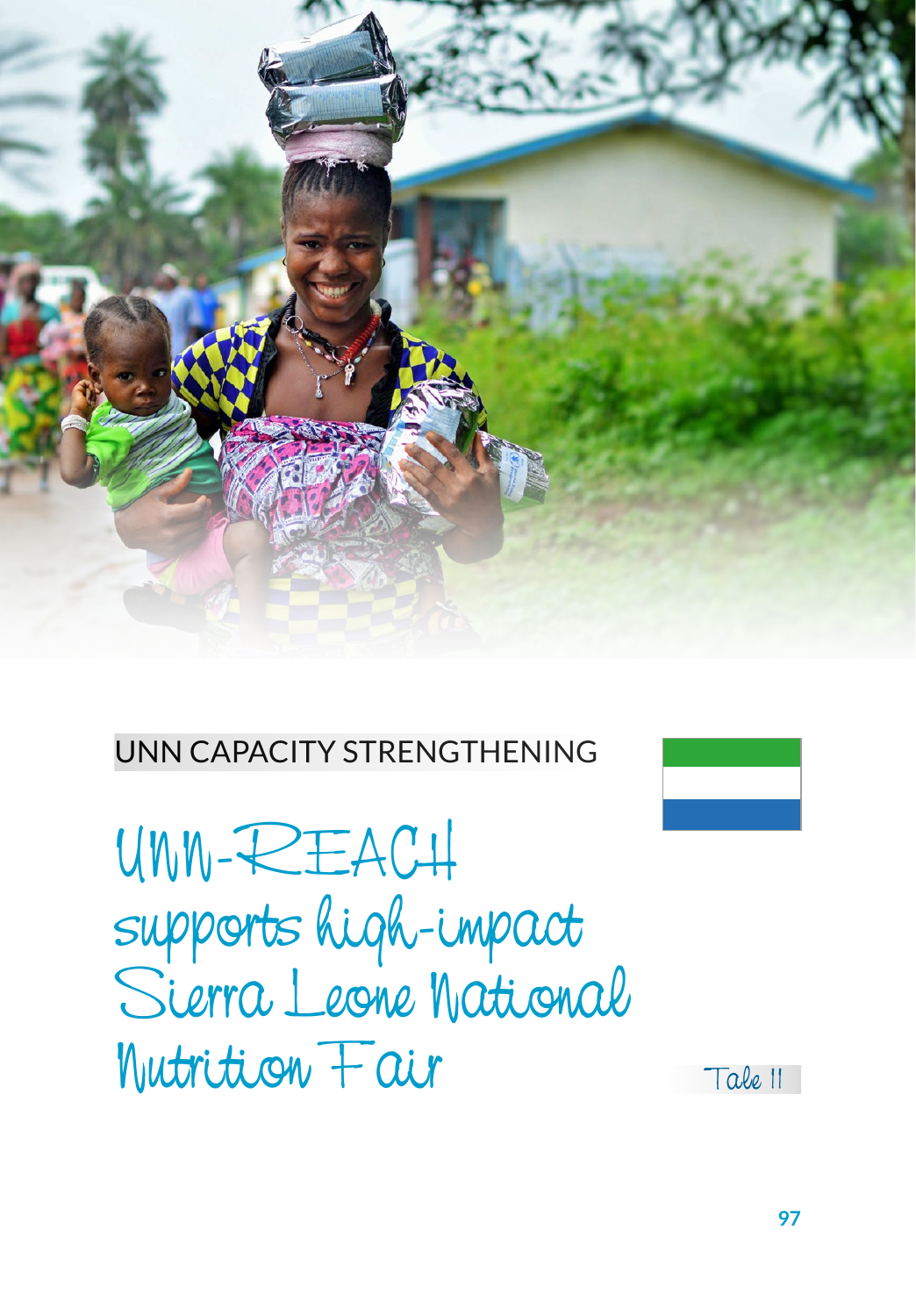UNN CAPACITY STRENGTHENING

# UNN-REACH supports high-impact Sierra Leone National Nutrition Fair

Tale 11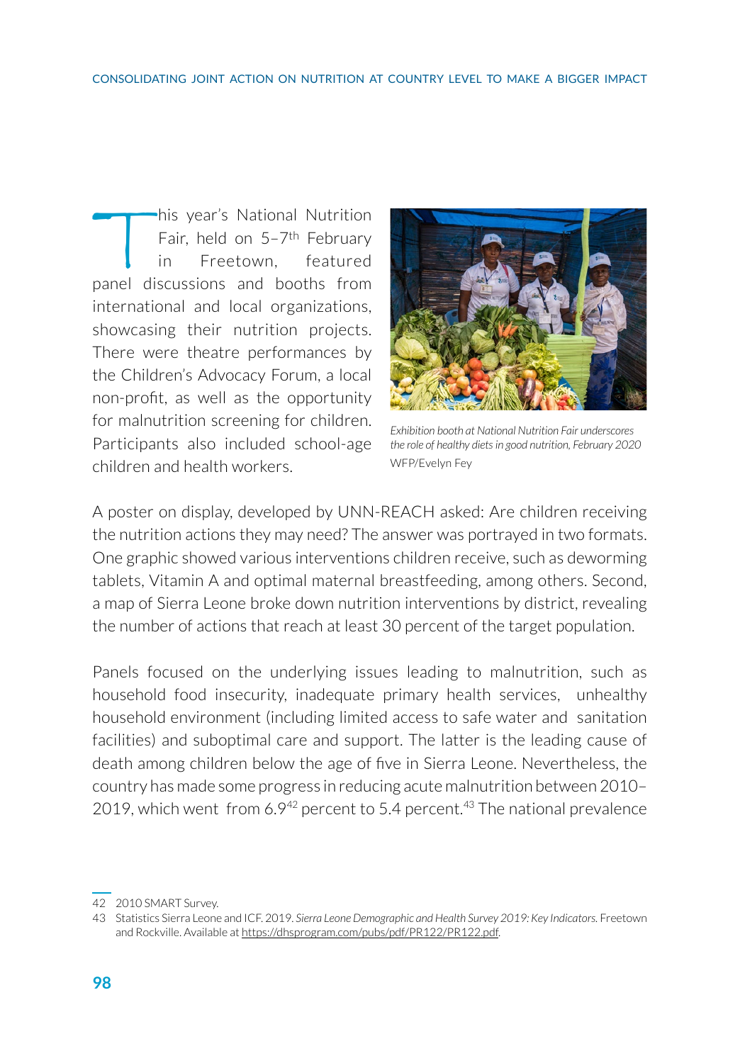This year's National Nutrition Fair, held on 5–7th February in Freetown, featured panel discussions and booths from international and local organizations, showcasing their nutrition projects. There were theatre performances by the Children's Advocacy Forum, a local non-profit, as well as the opportunity for malnutrition screening for children. Participants also included school-age children and health workers.

*Exhibition booth at National Nutrition Fair underscores the role of healthy diets in good nutrition, February 2020*
WFP/Evelyn Fey

A poster on display, developed by UNN-REACH asked: Are children receiving the nutrition actions they may need? The answer was portrayed in two formats. One graphic showed various interventions children receive, such as deworming tablets, Vitamin A and optimal maternal breastfeeding, among others. Second, a map of Sierra Leone broke down nutrition interventions by district, revealing the number of actions that reach at least 30 percent of the target population.

Panels focused on the underlying issues leading to malnutrition, such as household food insecurity, inadequate primary health services, unhealthy household environment (including limited access to safe water and sanitation facilities) and suboptimal care and support. The latter is the leading cause of death among children below the age of five in Sierra Leone. Nevertheless, the country has made some progress in reducing acute malnutrition between 2010–2019, which went from 6.9[42] percent to 5.4 percent.[43] The national prevalence

42 2010 SMART Survey.

43 Statistics Sierra Leone and ICF. 2019. *Sierra Leone Demographic and Health Survey 2019: Key Indicators.* Freetown and Rockville. Available at https://dhsprogram.com/pubs/pdf/PR122/PR122.pdf.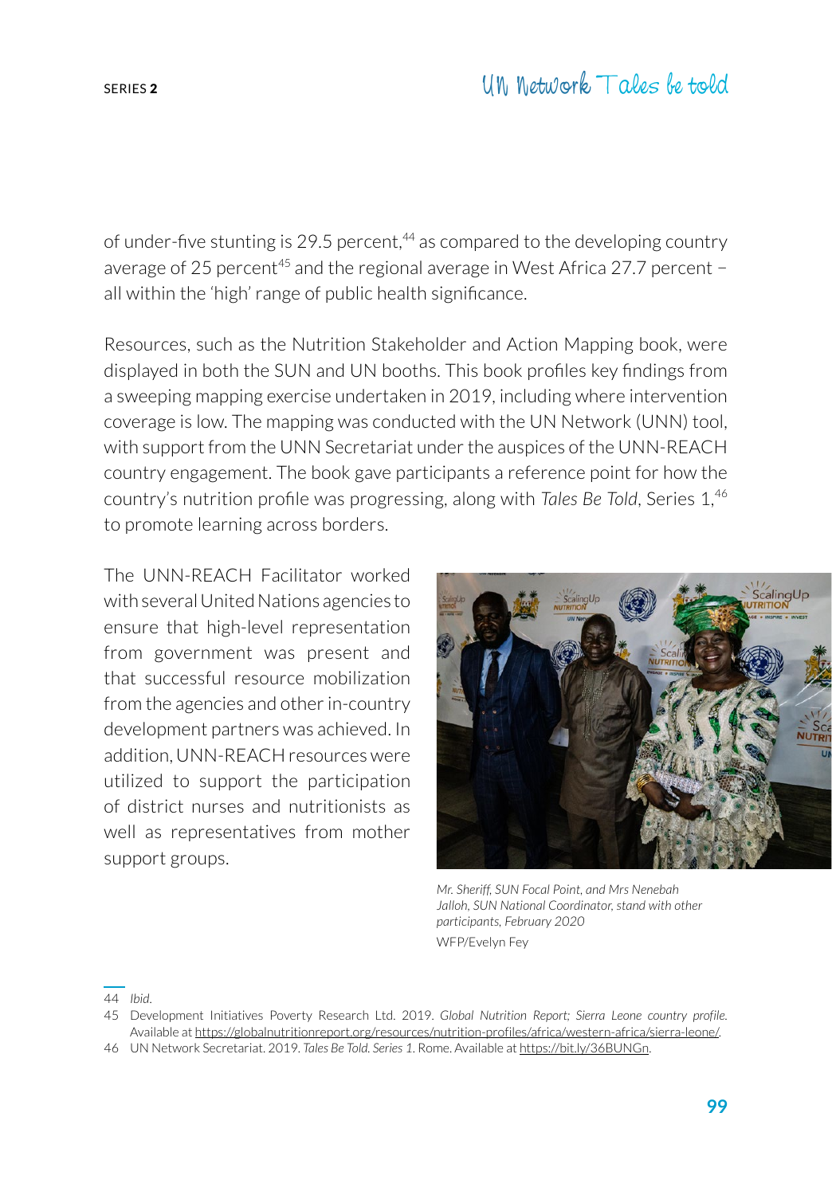of under-five stunting is 29.5 percent,[44] as compared to the developing country average of 25 percent[45] and the regional average in West Africa 27.7 percent – all within the 'high' range of public health significance.

Resources, such as the Nutrition Stakeholder and Action Mapping book, were displayed in both the SUN and UN booths. This book profiles key findings from a sweeping mapping exercise undertaken in 2019, including where intervention coverage is low. The mapping was conducted with the UN Network (UNN) tool, with support from the UNN Secretariat under the auspices of the UNN-REACH country engagement. The book gave participants a reference point for how the country's nutrition profile was progressing, along with *Tales Be Told*, Series 1,[46] to promote learning across borders.

The UNN-REACH Facilitator worked with several United Nations agencies to ensure that high-level representation from government was present and that successful resource mobilization from the agencies and other in-country development partners was achieved. In addition, UNN-REACH resources were utilized to support the participation of district nurses and nutritionists as well as representatives from mother support groups.

*Mr. Sheriff, SUN Focal Point, and Mrs Nenebah Jalloh, SUN National Coordinator, stand with other participants, February 2020*

WFP/Evelyn Fey

---

44 *Ibid.*

45 Development Initiatives Poverty Research Ltd. 2019. *Global Nutrition Report; Sierra Leone country profile.* Available at https://globalnutritionreport.org/resources/nutrition-profiles/africa/western-africa/sierra-leone/.

46 UN Network Secretariat. 2019. *Tales Be Told. Series 1.* Rome. Available at https://bit.ly/36BUNGn.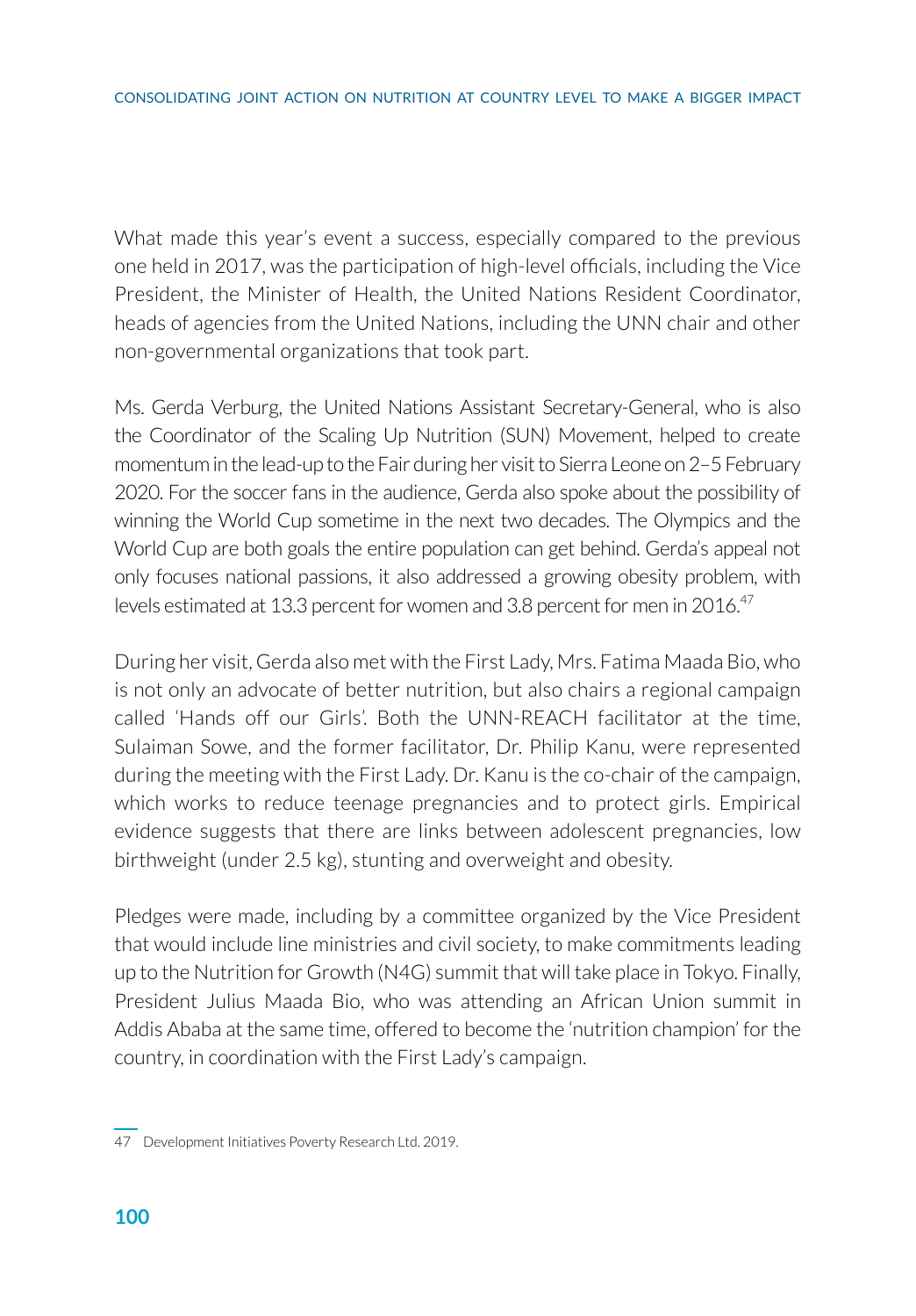What made this year's event a success, especially compared to the previous one held in 2017, was the participation of high-level officials, including the Vice President, the Minister of Health, the United Nations Resident Coordinator, heads of agencies from the United Nations, including the UNN chair and other non-governmental organizations that took part.

Ms. Gerda Verburg, the United Nations Assistant Secretary-General, who is also the Coordinator of the Scaling Up Nutrition (SUN) Movement, helped to create momentum in the lead-up to the Fair during her visit to Sierra Leone on 2–5 February 2020. For the soccer fans in the audience, Gerda also spoke about the possibility of winning the World Cup sometime in the next two decades. The Olympics and the World Cup are both goals the entire population can get behind. Gerda's appeal not only focuses national passions, it also addressed a growing obesity problem, with levels estimated at 13.3 percent for women and 3.8 percent for men in 2016.[47]

During her visit, Gerda also met with the First Lady, Mrs. Fatima Maada Bio, who is not only an advocate of better nutrition, but also chairs a regional campaign called 'Hands off our Girls'. Both the UNN-REACH facilitator at the time, Sulaiman Sowe, and the former facilitator, Dr. Philip Kanu, were represented during the meeting with the First Lady. Dr. Kanu is the co-chair of the campaign, which works to reduce teenage pregnancies and to protect girls. Empirical evidence suggests that there are links between adolescent pregnancies, low birthweight (under 2.5 kg), stunting and overweight and obesity.

Pledges were made, including by a committee organized by the Vice President that would include line ministries and civil society, to make commitments leading up to the Nutrition for Growth (N4G) summit that will take place in Tokyo. Finally, President Julius Maada Bio, who was attending an African Union summit in Addis Ababa at the same time, offered to become the 'nutrition champion' for the country, in coordination with the First Lady's campaign.

47 Development Initiatives Poverty Research Ltd. 2019.